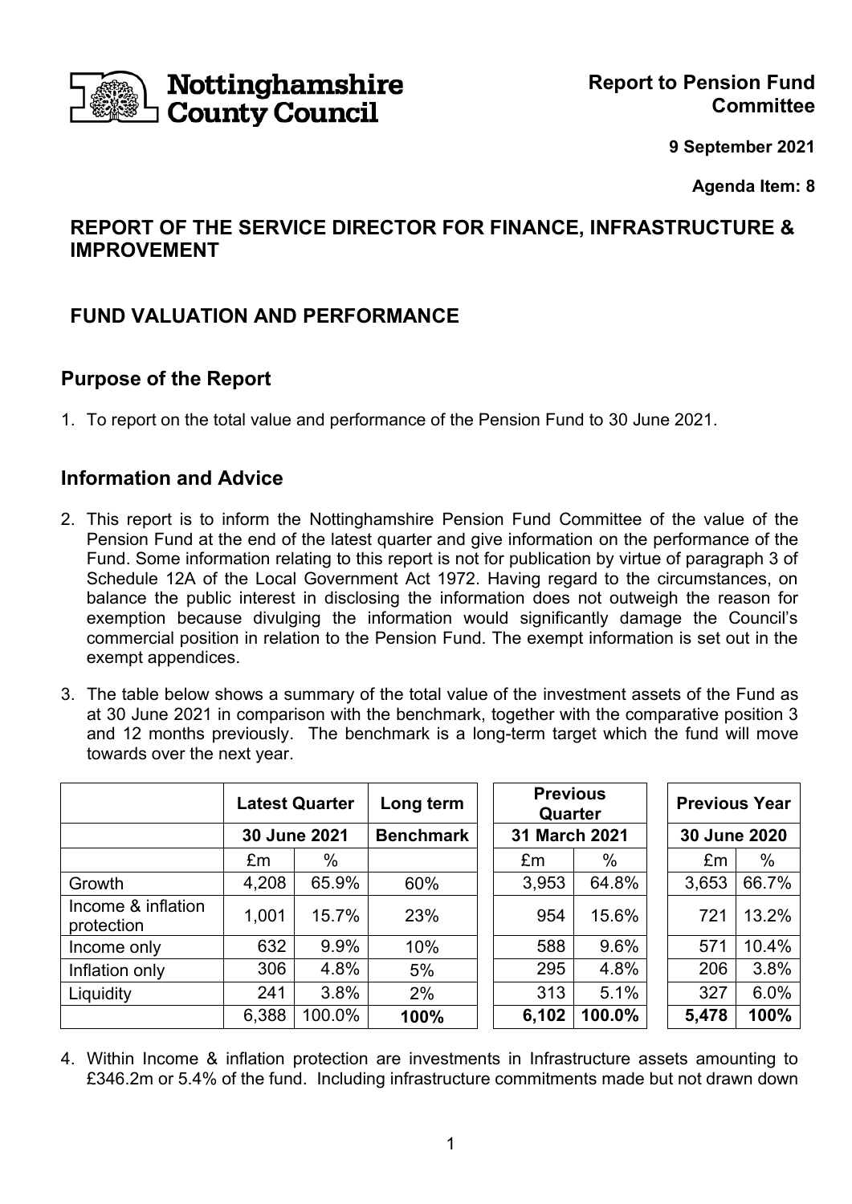Nottinghamshire County Council

**Report to Pension Fund Committee**

**9 September 2021**

**Agenda Item: 8**

## REPORT OF THE SERVICE DIRECTOR FOR FINANCE, INFRASTRUCTURE & IMPROVEMENT

## FUND VALUATION AND PERFORMANCE

### Purpose of the Report

1. To report on the total value and performance of the Pension Fund to 30 June 2021.

### Information and Advice

2. This report is to inform the Nottinghamshire Pension Fund Committee of the value of the Pension Fund at the end of the latest quarter and give information on the performance of the Fund. Some information relating to this report is not for publication by virtue of paragraph 3 of Schedule 12A of the Local Government Act 1972. Having regard to the circumstances, on balance the public interest in disclosing the information does not outweigh the reason for exemption because divulging the information would significantly damage the Council's commercial position in relation to the Pension Fund. The exempt information is set out in the exempt appendices.

3. The table below shows a summary of the total value of the investment assets of the Fund as at 30 June 2021 in comparison with the benchmark, together with the comparative position 3 and 12 months previously. The benchmark is a long-term target which the fund will move towards over the next year.

| | **Latest Quarter** | | **Long term** | **Previous Quarter** | | **Previous Year** | |
|---|---|---|---|---|---|---|---|
| | **30 June 2021** | | **Benchmark** | **31 March 2021** | | **30 June 2020** | |
| | £m | % | | £m | % | £m | % |
| Growth | 4,208 | 65.9% | 60% | 3,953 | 64.8% | 3,653 | 66.7% |
| Income & inflation protection | 1,001 | 15.7% | 23% | 954 | 15.6% | 721 | 13.2% |
| Income only | 632 | 9.9% | 10% | 588 | 9.6% | 571 | 10.4% |
| Inflation only | 306 | 4.8% | 5% | 295 | 4.8% | 206 | 3.8% |
| Liquidity | 241 | 3.8% | 2% | 313 | 5.1% | 327 | 6.0% |
| | 6,388 | 100.0% | **100%** | **6,102** | **100.0%** | **5,478** | **100%** |

4. Within Income & inflation protection are investments in Infrastructure assets amounting to £346.2m or 5.4% of the fund. Including infrastructure commitments made but not drawn down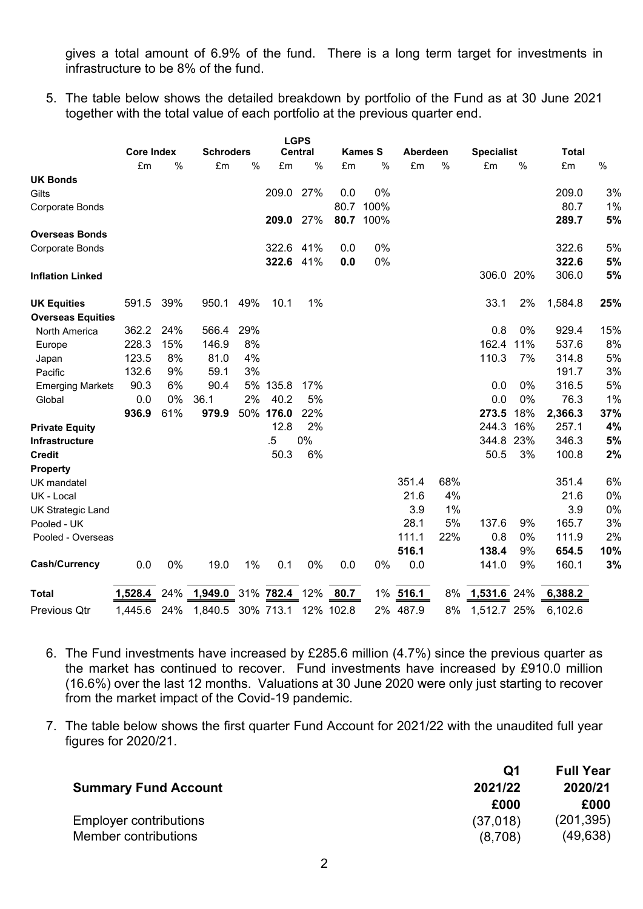gives a total amount of 6.9% of the fund. There is a long term target for investments in infrastructure to be 8% of the fund.

5. The table below shows the detailed breakdown by portfolio of the Fund as at 30 June 2021 together with the total value of each portfolio at the previous quarter end.

| | Core Index | | Schroders | | LGPS Central | | Kames S | | Aberdeen | | Specialist | | Total | |
|---|---|---|---|---|---|---|---|---|---|---|---|---|---|---|
| | £m | % | £m | % | £m | % | £m | % | £m | % | £m | % | £m | % |
| **UK Bonds** | | | | | | | | | | | | | | |
| Gilts | | | | | 209.0 | 27% | 0.0 | 0% | | | | | 209.0 | 3% |
| Corporate Bonds | | | | | | | 80.7 | 100% | | | | | 80.7 | 1% |
| | | | | | **209.0** | 27% | **80.7** | 100% | | | | | **289.7** | **5%** |
| **Overseas Bonds** | | | | | | | | | | | | | | |
| Corporate Bonds | | | | | 322.6 | 41% | 0.0 | 0% | | | | | 322.6 | 5% |
| | | | | | **322.6** | 41% | **0.0** | 0% | | | | | **322.6** | **5%** |
| **Inflation Linked** | | | | | | | | | | | 306.0 | 20% | 306.0 | **5%** |
| **UK Equities** | 591.5 | 39% | 950.1 | 49% | 10.1 | 1% | | | | | 33.1 | 2% | 1,584.8 | **25%** |
| **Overseas Equities** | | | | | | | | | | | | | | |
| North America | 362.2 | 24% | 566.4 | 29% | | | | | | | 0.8 | 0% | 929.4 | 15% |
| Europe | 228.3 | 15% | 146.9 | 8% | | | | | | | 162.4 | 11% | 537.6 | 8% |
| Japan | 123.5 | 8% | 81.0 | 4% | | | | | | | 110.3 | 7% | 314.8 | 5% |
| Pacific | 132.6 | 9% | 59.1 | 3% | | | | | | | | | 191.7 | 3% |
| Emerging Markets | 90.3 | 6% | 90.4 | 5% | 135.8 | 17% | | | | | 0.0 | 0% | 316.5 | 5% |
| Global | 0.0 | 0% | 36.1 | 2% | 40.2 | 5% | | | | | 0.0 | 0% | 76.3 | 1% |
| | **936.9** | 61% | **979.9** | 50% | **176.0** | 22% | | | | | **273.5** | 18% | **2,366.3** | **37%** |
| **Private Equity** | | | | | 12.8 | 2% | | | | | 244.3 | 16% | 257.1 | **4%** |
| **Infrastructure** | | | | | .5 | 0% | | | | | 344.8 | 23% | 346.3 | **5%** |
| **Credit** | | | | | 50.3 | 6% | | | | | 50.5 | 3% | 100.8 | **2%** |
| **Property** | | | | | | | | | | | | | | |
| UK mandatel | | | | | | | | | 351.4 | 68% | | | 351.4 | 6% |
| UK - Local | | | | | | | | | 21.6 | 4% | | | 21.6 | 0% |
| UK Strategic Land | | | | | | | | | 3.9 | 1% | | | 3.9 | 0% |
| Pooled - UK | | | | | | | | | 28.1 | 5% | 137.6 | 9% | 165.7 | 3% |
| Pooled - Overseas | | | | | | | | | 111.1 | 22% | 0.8 | 0% | 111.9 | 2% |
| | | | | | | | | | **516.1** | | **138.4** | 9% | **654.5** | **10%** |
| **Cash/Currency** | 0.0 | 0% | 19.0 | 1% | 0.1 | 0% | 0.0 | 0% | 0.0 | | 141.0 | 9% | 160.1 | **3%** |
| **Total** | **1,528.4** | 24% | **1,949.0** | 31% | **782.4** | 12% | **80.7** | 1% | **516.1** | 8% | **1,531.6** | 24% | **6,388.2** | |
| Previous Qtr | 1,445.6 | 24% | 1,840.5 | 30% | 713.1 | 12% | 102.8 | 2% | 487.9 | 8% | 1,512.7 | 25% | 6,102.6 | |

6. The Fund investments have increased by £285.6 million (4.7%) since the previous quarter as the market has continued to recover. Fund investments have increased by £910.0 million (16.6%) over the last 12 months. Valuations at 30 June 2020 were only just starting to recover from the market impact of the Covid-19 pandemic.

7. The table below shows the first quarter Fund Account for 2021/22 with the unaudited full year figures for 2020/21.

| **Summary Fund Account** | **Q1 2021/22 £000** | **Full Year 2020/21 £000** |
|---|---|---|
| Employer contributions | (37,018) | (201,395) |
| Member contributions | (8,708) | (49,638) |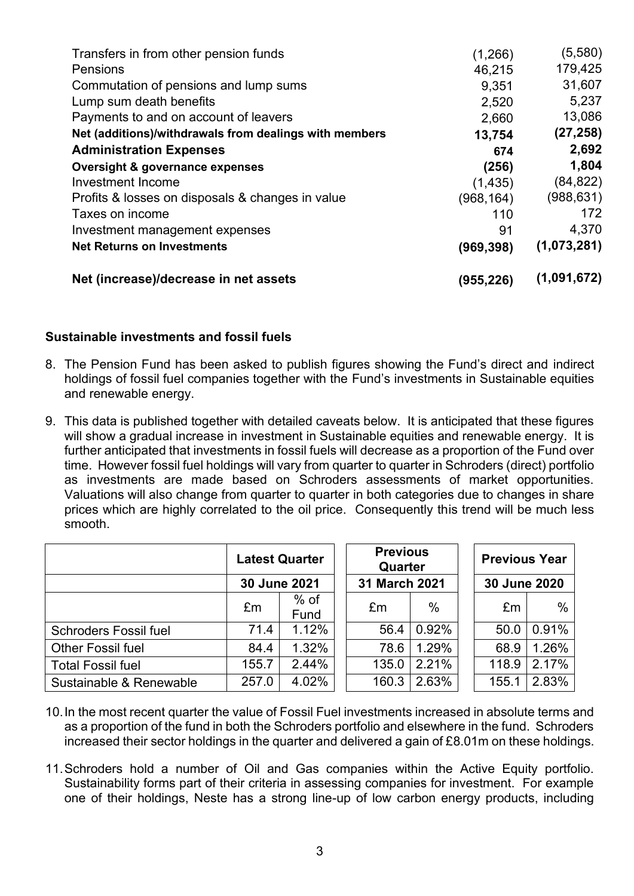| | | |
|---|---|---|
| Transfers in from other pension funds | (1,266) | (5,580) |
| Pensions | 46,215 | 179,425 |
| Commutation of pensions and lump sums | 9,351 | 31,607 |
| Lump sum death benefits | 2,520 | 5,237 |
| Payments to and on account of leavers | 2,660 | 13,086 |
| **Net (additions)/withdrawals from dealings with members** | **13,754** | **(27,258)** |
| **Administration Expenses** | **674** | **2,692** |
| **Oversight & governance expenses** | **(256)** | **1,804** |
| Investment Income | (1,435) | (84,822) |
| Profits & losses on disposals & changes in value | (968,164) | (988,631) |
| Taxes on income | 110 | 172 |
| Investment management expenses | 91 | 4,370 |
| **Net Returns on Investments** | **(969,398)** | **(1,073,281)** |
| **Net (increase)/decrease in net assets** | **(955,226)** | **(1,091,672)** |

**Sustainable investments and fossil fuels**

8. The Pension Fund has been asked to publish figures showing the Fund's direct and indirect holdings of fossil fuel companies together with the Fund's investments in Sustainable equities and renewable energy.

9. This data is published together with detailed caveats below. It is anticipated that these figures will show a gradual increase in investment in Sustainable equities and renewable energy. It is further anticipated that investments in fossil fuels will decrease as a proportion of the Fund over time. However fossil fuel holdings will vary from quarter to quarter in Schroders (direct) portfolio as investments are made based on Schroders assessments of market opportunities. Valuations will also change from quarter to quarter in both categories due to changes in share prices which are highly correlated to the oil price. Consequently this trend will be much less smooth.

| | **Latest Quarter** | | **Previous Quarter** | | **Previous Year** | |
|---|---|---|---|---|---|---|
| | **30 June 2021** | | **31 March 2021** | | **30 June 2020** | |
| | £m | % of Fund | £m | % | £m | % |
| Schroders Fossil fuel | 71.4 | 1.12% | 56.4 | 0.92% | 50.0 | 0.91% |
| Other Fossil fuel | 84.4 | 1.32% | 78.6 | 1.29% | 68.9 | 1.26% |
| Total Fossil fuel | 155.7 | 2.44% | 135.0 | 2.21% | 118.9 | 2.17% |
| Sustainable & Renewable | 257.0 | 4.02% | 160.3 | 2.63% | 155.1 | 2.83% |

10. In the most recent quarter the value of Fossil Fuel investments increased in absolute terms and as a proportion of the fund in both the Schroders portfolio and elsewhere in the fund. Schroders increased their sector holdings in the quarter and delivered a gain of £8.01m on these holdings.

11. Schroders hold a number of Oil and Gas companies within the Active Equity portfolio. Sustainability forms part of their criteria in assessing companies for investment. For example one of their holdings, Neste has a strong line-up of low carbon energy products, including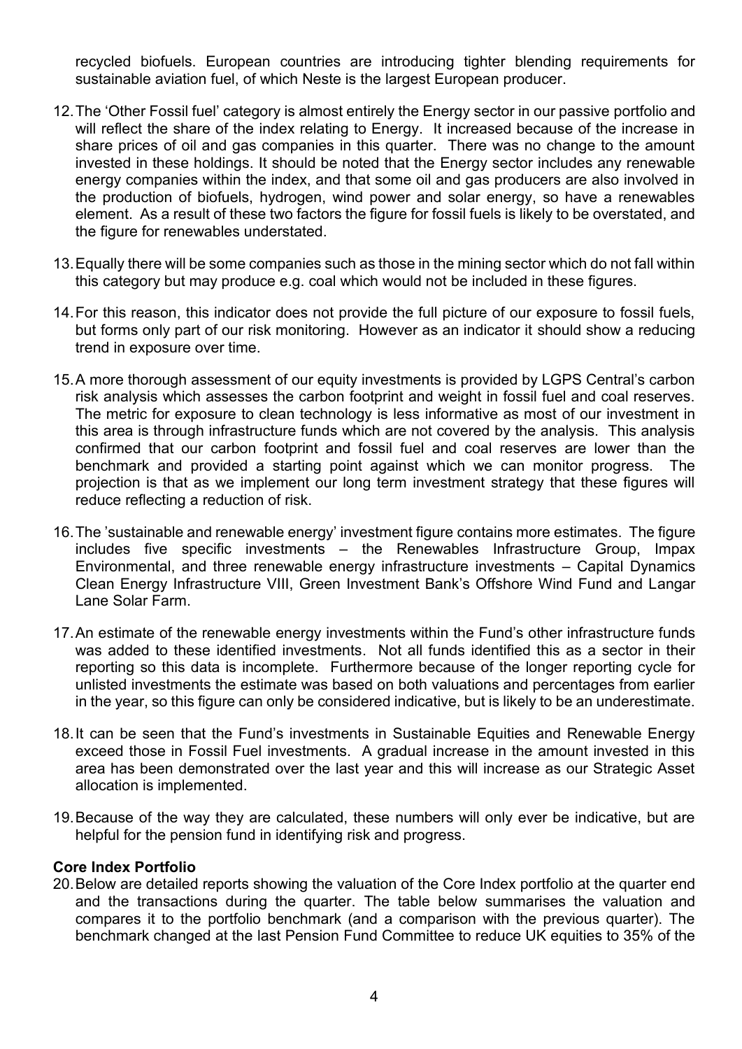recycled biofuels. European countries are introducing tighter blending requirements for sustainable aviation fuel, of which Neste is the largest European producer.

12. The 'Other Fossil fuel' category is almost entirely the Energy sector in our passive portfolio and will reflect the share of the index relating to Energy. It increased because of the increase in share prices of oil and gas companies in this quarter. There was no change to the amount invested in these holdings. It should be noted that the Energy sector includes any renewable energy companies within the index, and that some oil and gas producers are also involved in the production of biofuels, hydrogen, wind power and solar energy, so have a renewables element. As a result of these two factors the figure for fossil fuels is likely to be overstated, and the figure for renewables understated.

13. Equally there will be some companies such as those in the mining sector which do not fall within this category but may produce e.g. coal which would not be included in these figures.

14. For this reason, this indicator does not provide the full picture of our exposure to fossil fuels, but forms only part of our risk monitoring. However as an indicator it should show a reducing trend in exposure over time.

15. A more thorough assessment of our equity investments is provided by LGPS Central's carbon risk analysis which assesses the carbon footprint and weight in fossil fuel and coal reserves. The metric for exposure to clean technology is less informative as most of our investment in this area is through infrastructure funds which are not covered by the analysis. This analysis confirmed that our carbon footprint and fossil fuel and coal reserves are lower than the benchmark and provided a starting point against which we can monitor progress. The projection is that as we implement our long term investment strategy that these figures will reduce reflecting a reduction of risk.

16. The 'sustainable and renewable energy' investment figure contains more estimates. The figure includes five specific investments – the Renewables Infrastructure Group, Impax Environmental, and three renewable energy infrastructure investments – Capital Dynamics Clean Energy Infrastructure VIII, Green Investment Bank's Offshore Wind Fund and Langar Lane Solar Farm.

17. An estimate of the renewable energy investments within the Fund's other infrastructure funds was added to these identified investments. Not all funds identified this as a sector in their reporting so this data is incomplete. Furthermore because of the longer reporting cycle for unlisted investments the estimate was based on both valuations and percentages from earlier in the year, so this figure can only be considered indicative, but is likely to be an underestimate.

18. It can be seen that the Fund's investments in Sustainable Equities and Renewable Energy exceed those in Fossil Fuel investments. A gradual increase in the amount invested in this area has been demonstrated over the last year and this will increase as our Strategic Asset allocation is implemented.

19. Because of the way they are calculated, these numbers will only ever be indicative, but are helpful for the pension fund in identifying risk and progress.

**Core Index Portfolio**

20. Below are detailed reports showing the valuation of the Core Index portfolio at the quarter end and the transactions during the quarter. The table below summarises the valuation and compares it to the portfolio benchmark (and a comparison with the previous quarter). The benchmark changed at the last Pension Fund Committee to reduce UK equities to 35% of the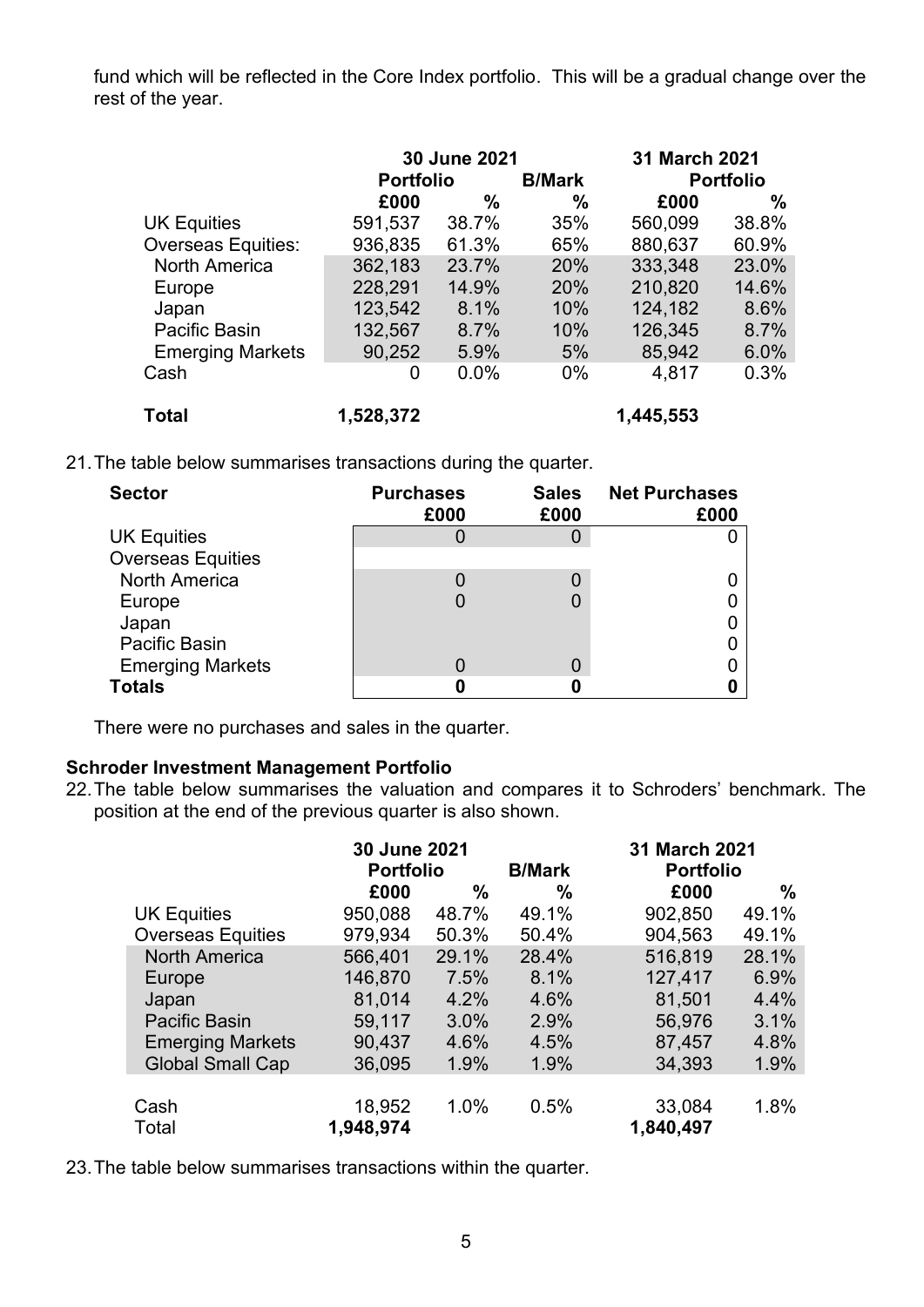fund which will be reflected in the Core Index portfolio. This will be a gradual change over the rest of the year.

| | 30 June 2021 | | | 31 March 2021 | |
|---|---|---|---|---|---|
| | Portfolio | | B/Mark | Portfolio | |
| | £000 | % | % | £000 | % |
| UK Equities | 591,537 | 38.7% | 35% | 560,099 | 38.8% |
| Overseas Equities: | 936,835 | 61.3% | 65% | 880,637 | 60.9% |
| North America | 362,183 | 23.7% | 20% | 333,348 | 23.0% |
| Europe | 228,291 | 14.9% | 20% | 210,820 | 14.6% |
| Japan | 123,542 | 8.1% | 10% | 124,182 | 8.6% |
| Pacific Basin | 132,567 | 8.7% | 10% | 126,345 | 8.7% |
| Emerging Markets | 90,252 | 5.9% | 5% | 85,942 | 6.0% |
| Cash | 0 | 0.0% | 0% | 4,817 | 0.3% |
| **Total** | **1,528,372** | | | **1,445,553** | |

21. The table below summarises transactions during the quarter.

| Sector | Purchases £000 | Sales £000 | Net Purchases £000 |
|---|---|---|---|
| UK Equities | 0 | 0 | 0 |
| Overseas Equities | | | |
| North America | 0 | 0 | 0 |
| Europe | 0 | 0 | 0 |
| Japan | | | 0 |
| Pacific Basin | | | 0 |
| Emerging Markets | 0 | 0 | 0 |
| **Totals** | **0** | **0** | **0** |

There were no purchases and sales in the quarter.

**Schroder Investment Management Portfolio**

22. The table below summarises the valuation and compares it to Schroders' benchmark. The position at the end of the previous quarter is also shown.

| | 30 June 2021 | | | 31 March 2021 | |
|---|---|---|---|---|---|
| | Portfolio | | B/Mark | Portfolio | |
| | £000 | % | % | £000 | % |
| UK Equities | 950,088 | 48.7% | 49.1% | 902,850 | 49.1% |
| Overseas Equities | 979,934 | 50.3% | 50.4% | 904,563 | 49.1% |
| North America | 566,401 | 29.1% | 28.4% | 516,819 | 28.1% |
| Europe | 146,870 | 7.5% | 8.1% | 127,417 | 6.9% |
| Japan | 81,014 | 4.2% | 4.6% | 81,501 | 4.4% |
| Pacific Basin | 59,117 | 3.0% | 2.9% | 56,976 | 3.1% |
| Emerging Markets | 90,437 | 4.6% | 4.5% | 87,457 | 4.8% |
| Global Small Cap | 36,095 | 1.9% | 1.9% | 34,393 | 1.9% |
| Cash | 18,952 | 1.0% | 0.5% | 33,084 | 1.8% |
| Total | **1,948,974** | | | **1,840,497** | |

23. The table below summarises transactions within the quarter.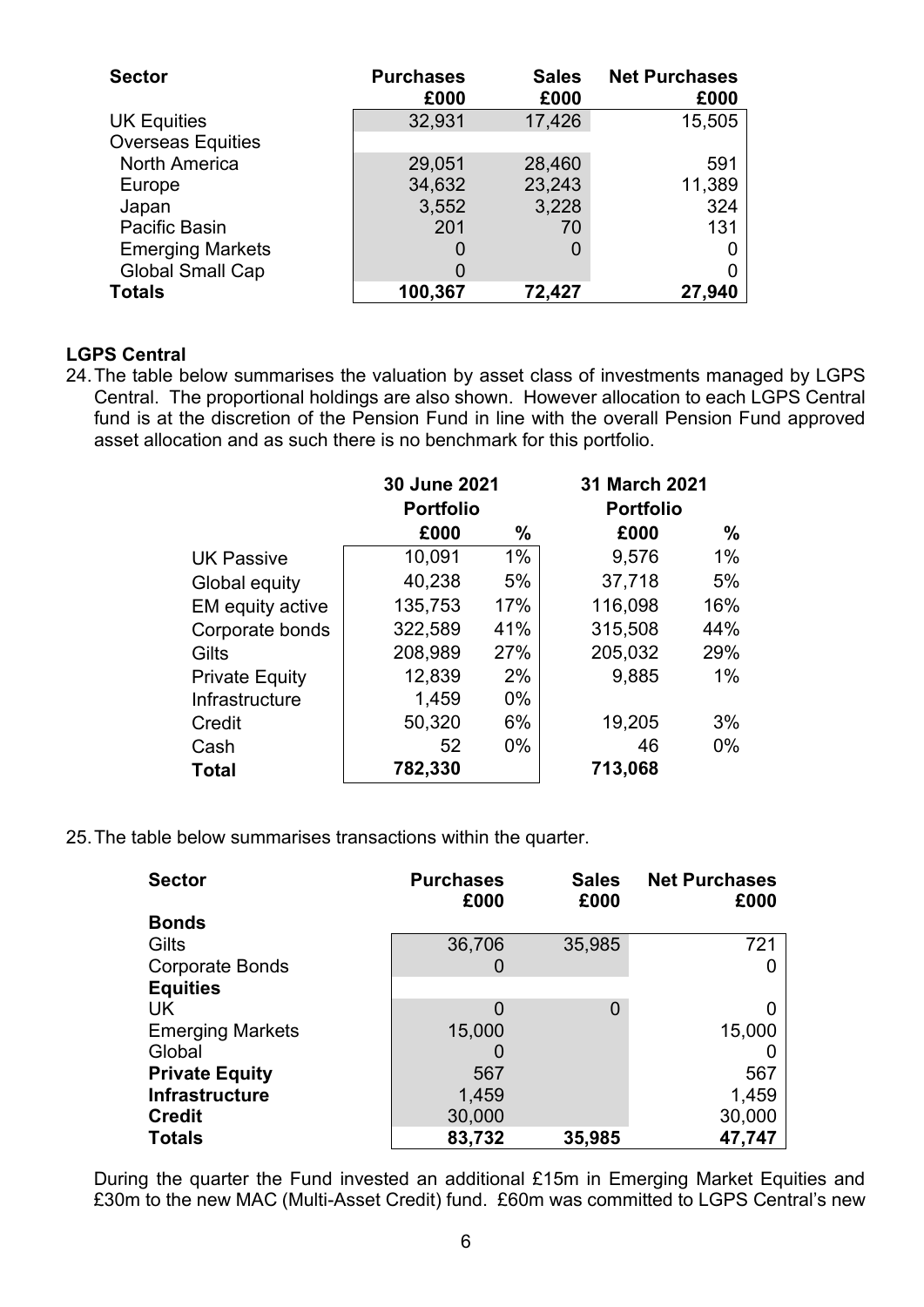| Sector | Purchases £000 | Sales £000 | Net Purchases £000 |
|---|---|---|---|
| UK Equities | 32,931 | 17,426 | 15,505 |
| Overseas Equities | | | |
| North America | 29,051 | 28,460 | 591 |
| Europe | 34,632 | 23,243 | 11,389 |
| Japan | 3,552 | 3,228 | 324 |
| Pacific Basin | 201 | 70 | 131 |
| Emerging Markets | 0 | 0 | 0 |
| Global Small Cap | 0 | | 0 |
| **Totals** | **100,367** | **72,427** | **27,940** |

**LGPS Central**

24. The table below summarises the valuation by asset class of investments managed by LGPS Central. The proportional holdings are also shown. However allocation to each LGPS Central fund is at the discretion of the Pension Fund in line with the overall Pension Fund approved asset allocation and as such there is no benchmark for this portfolio.

| | 30 June 2021 Portfolio | | 31 March 2021 Portfolio | |
|---|---|---|---|---|
| | £000 | % | £000 | % |
| UK Passive | 10,091 | 1% | 9,576 | 1% |
| Global equity | 40,238 | 5% | 37,718 | 5% |
| EM equity active | 135,753 | 17% | 116,098 | 16% |
| Corporate bonds | 322,589 | 41% | 315,508 | 44% |
| Gilts | 208,989 | 27% | 205,032 | 29% |
| Private Equity | 12,839 | 2% | 9,885 | 1% |
| Infrastructure | 1,459 | 0% | | |
| Credit | 50,320 | 6% | 19,205 | 3% |
| Cash | 52 | 0% | 46 | 0% |
| **Total** | **782,330** | | **713,068** | |

25. The table below summarises transactions within the quarter.

| Sector | Purchases £000 | Sales £000 | Net Purchases £000 |
|---|---|---|---|
| **Bonds** | | | |
| Gilts | 36,706 | 35,985 | 721 |
| Corporate Bonds | 0 | | 0 |
| **Equities** | | | |
| UK | 0 | 0 | 0 |
| Emerging Markets | 15,000 | | 15,000 |
| Global | 0 | | 0 |
| **Private Equity** | 567 | | 567 |
| **Infrastructure** | 1,459 | | 1,459 |
| **Credit** | 30,000 | | 30,000 |
| **Totals** | **83,732** | **35,985** | **47,747** |

During the quarter the Fund invested an additional £15m in Emerging Market Equities and £30m to the new MAC (Multi-Asset Credit) fund. £60m was committed to LGPS Central's new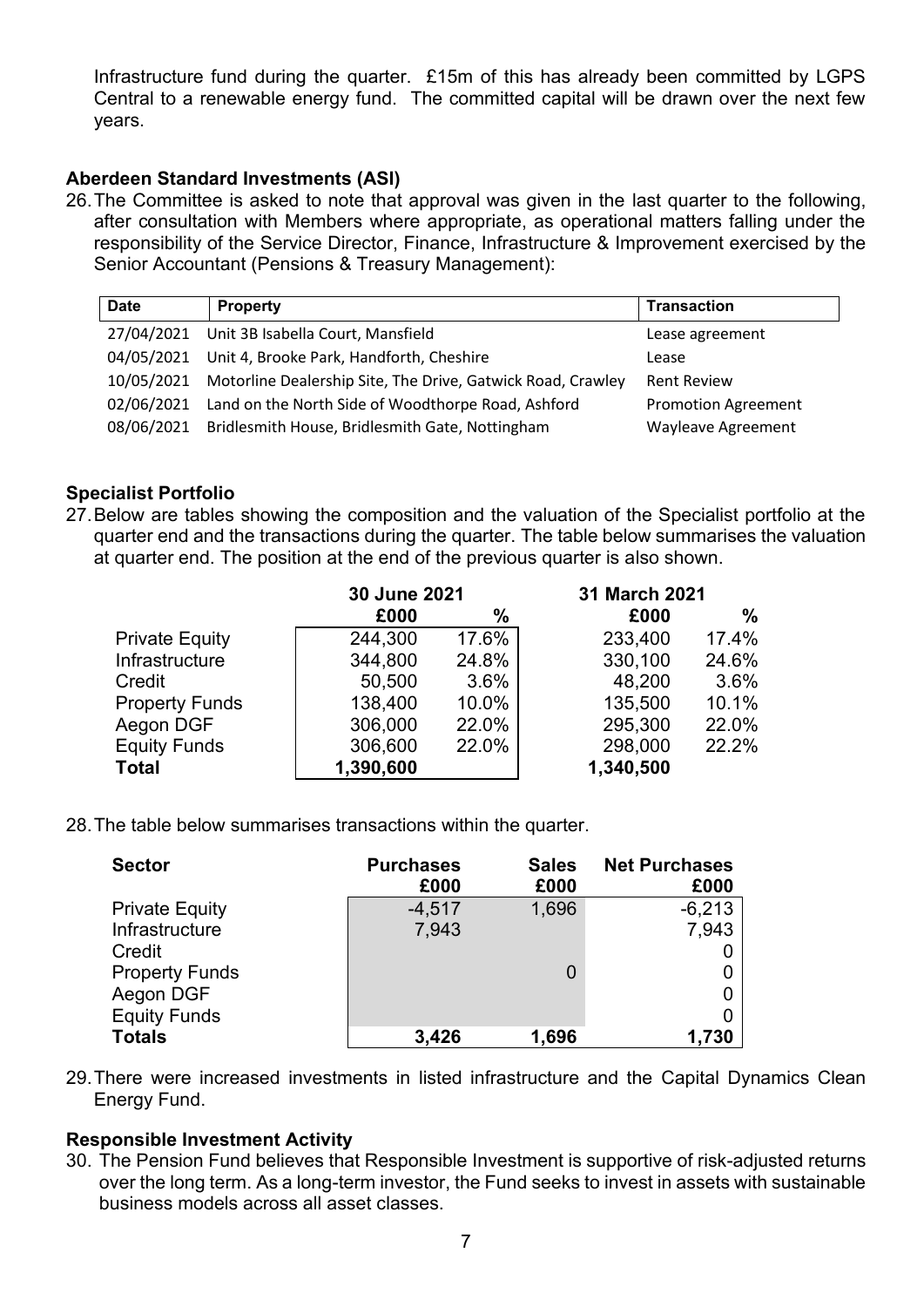Infrastructure fund during the quarter. £15m of this has already been committed by LGPS Central to a renewable energy fund. The committed capital will be drawn over the next few years.

**Aberdeen Standard Investments (ASI)**

26. The Committee is asked to note that approval was given in the last quarter to the following, after consultation with Members where appropriate, as operational matters falling under the responsibility of the Service Director, Finance, Infrastructure & Improvement exercised by the Senior Accountant (Pensions & Treasury Management):

| Date | Property | Transaction |
|---|---|---|
| 27/04/2021 | Unit 3B Isabella Court, Mansfield | Lease agreement |
| 04/05/2021 | Unit 4, Brooke Park, Handforth, Cheshire | Lease |
| 10/05/2021 | Motorline Dealership Site, The Drive, Gatwick Road, Crawley | Rent Review |
| 02/06/2021 | Land on the North Side of Woodthorpe Road, Ashford | Promotion Agreement |
| 08/06/2021 | Bridlesmith House, Bridlesmith Gate, Nottingham | Wayleave Agreement |

**Specialist Portfolio**

27. Below are tables showing the composition and the valuation of the Specialist portfolio at the quarter end and the transactions during the quarter. The table below summarises the valuation at quarter end. The position at the end of the previous quarter is also shown.

| | 30 June 2021 | | 31 March 2021 | |
|---|---|---|---|---|
| | £000 | % | £000 | % |
| Private Equity | 244,300 | 17.6% | 233,400 | 17.4% |
| Infrastructure | 344,800 | 24.8% | 330,100 | 24.6% |
| Credit | 50,500 | 3.6% | 48,200 | 3.6% |
| Property Funds | 138,400 | 10.0% | 135,500 | 10.1% |
| Aegon DGF | 306,000 | 22.0% | 295,300 | 22.0% |
| Equity Funds | 306,600 | 22.0% | 298,000 | 22.2% |
| **Total** | **1,390,600** | | **1,340,500** | |

28. The table below summarises transactions within the quarter.

| Sector | Purchases £000 | Sales £000 | Net Purchases £000 |
|---|---|---|---|
| Private Equity | -4,517 | 1,696 | -6,213 |
| Infrastructure | 7,943 | | 7,943 |
| Credit | | | 0 |
| Property Funds | | 0 | 0 |
| Aegon DGF | | | 0 |
| Equity Funds | | | 0 |
| **Totals** | **3,426** | **1,696** | **1,730** |

29. There were increased investments in listed infrastructure and the Capital Dynamics Clean Energy Fund.

**Responsible Investment Activity**

30. The Pension Fund believes that Responsible Investment is supportive of risk-adjusted returns over the long term. As a long-term investor, the Fund seeks to invest in assets with sustainable business models across all asset classes.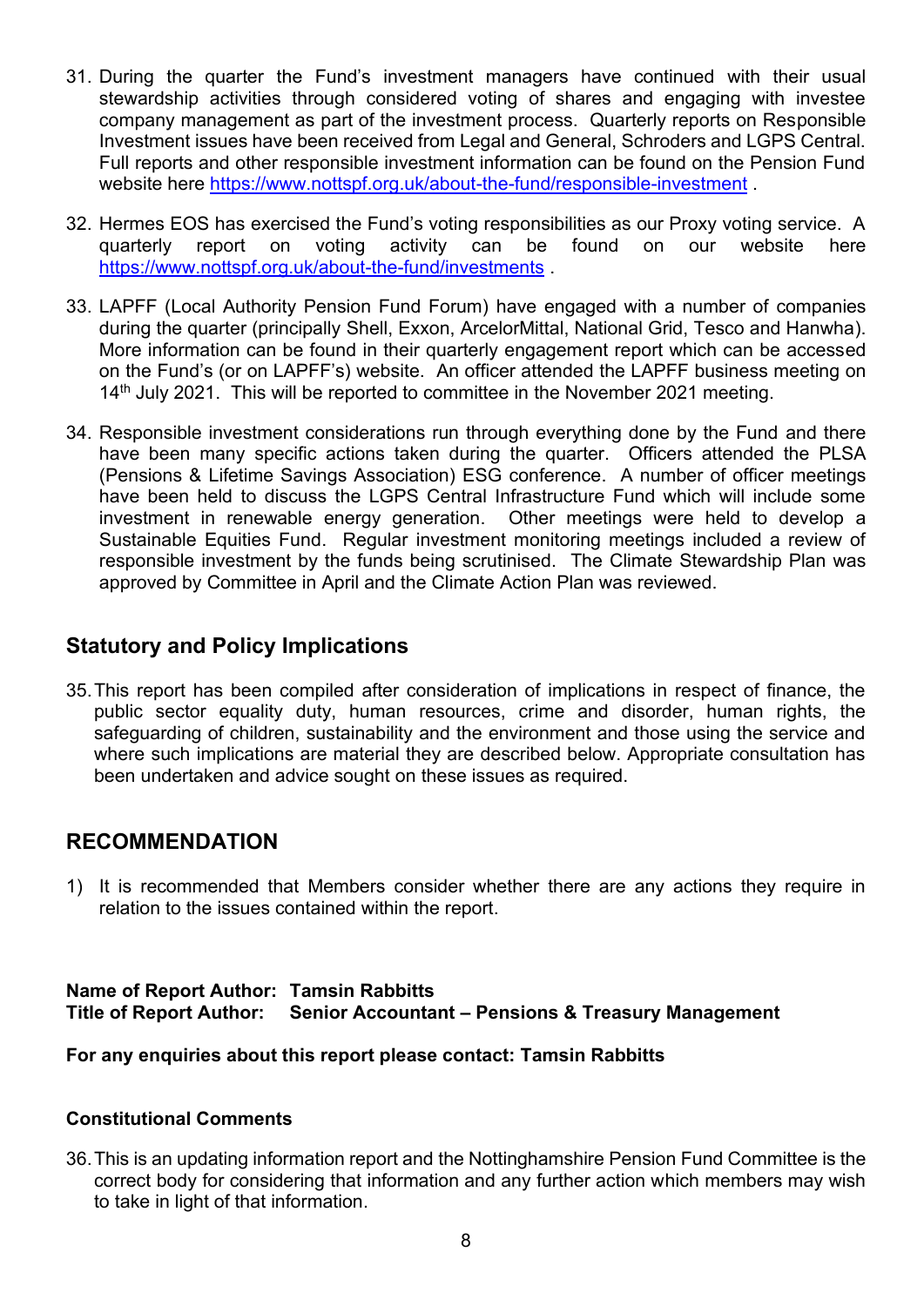31. During the quarter the Fund's investment managers have continued with their usual stewardship activities through considered voting of shares and engaging with investee company management as part of the investment process. Quarterly reports on Responsible Investment issues have been received from Legal and General, Schroders and LGPS Central. Full reports and other responsible investment information can be found on the Pension Fund website here https://www.nottspf.org.uk/about-the-fund/responsible-investment .

32. Hermes EOS has exercised the Fund's voting responsibilities as our Proxy voting service. A quarterly report on voting activity can be found on our website here https://www.nottspf.org.uk/about-the-fund/investments .

33. LAPFF (Local Authority Pension Fund Forum) have engaged with a number of companies during the quarter (principally Shell, Exxon, ArcelorMittal, National Grid, Tesco and Hanwha). More information can be found in their quarterly engagement report which can be accessed on the Fund's (or on LAPFF's) website. An officer attended the LAPFF business meeting on 14th July 2021. This will be reported to committee in the November 2021 meeting.

34. Responsible investment considerations run through everything done by the Fund and there have been many specific actions taken during the quarter. Officers attended the PLSA (Pensions & Lifetime Savings Association) ESG conference. A number of officer meetings have been held to discuss the LGPS Central Infrastructure Fund which will include some investment in renewable energy generation. Other meetings were held to develop a Sustainable Equities Fund. Regular investment monitoring meetings included a review of responsible investment by the funds being scrutinised. The Climate Stewardship Plan was approved by Committee in April and the Climate Action Plan was reviewed.

## Statutory and Policy Implications

35. This report has been compiled after consideration of implications in respect of finance, the public sector equality duty, human resources, crime and disorder, human rights, the safeguarding of children, sustainability and the environment and those using the service and where such implications are material they are described below. Appropriate consultation has been undertaken and advice sought on these issues as required.

## RECOMMENDATION

1) It is recommended that Members consider whether there are any actions they require in relation to the issues contained within the report.

**Name of Report Author: Tamsin Rabbitts**
**Title of Report Author: Senior Accountant – Pensions & Treasury Management**

**For any enquiries about this report please contact: Tamsin Rabbitts**

**Constitutional Comments**

36. This is an updating information report and the Nottinghamshire Pension Fund Committee is the correct body for considering that information and any further action which members may wish to take in light of that information.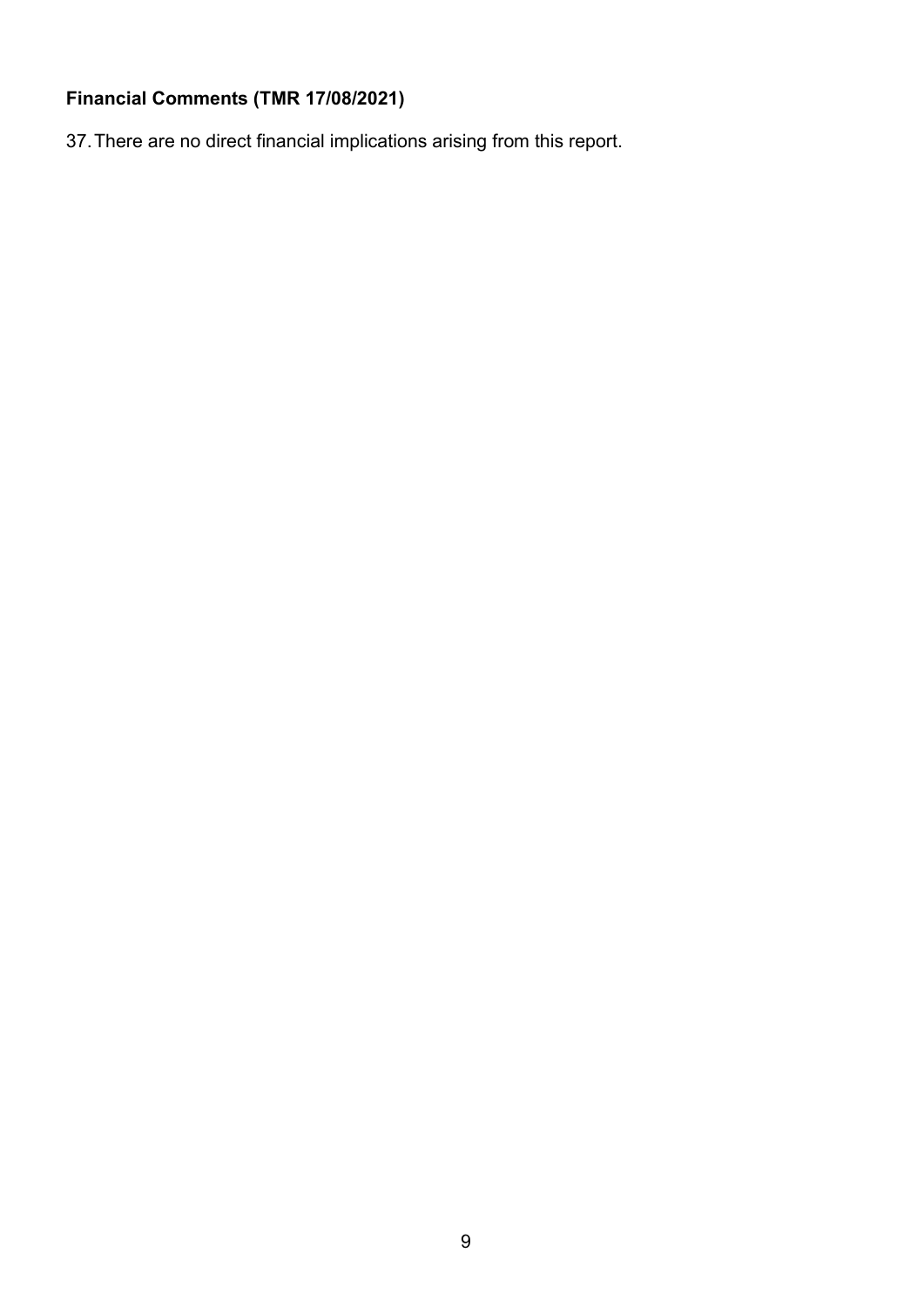**Financial Comments (TMR 17/08/2021)**

37. There are no direct financial implications arising from this report.